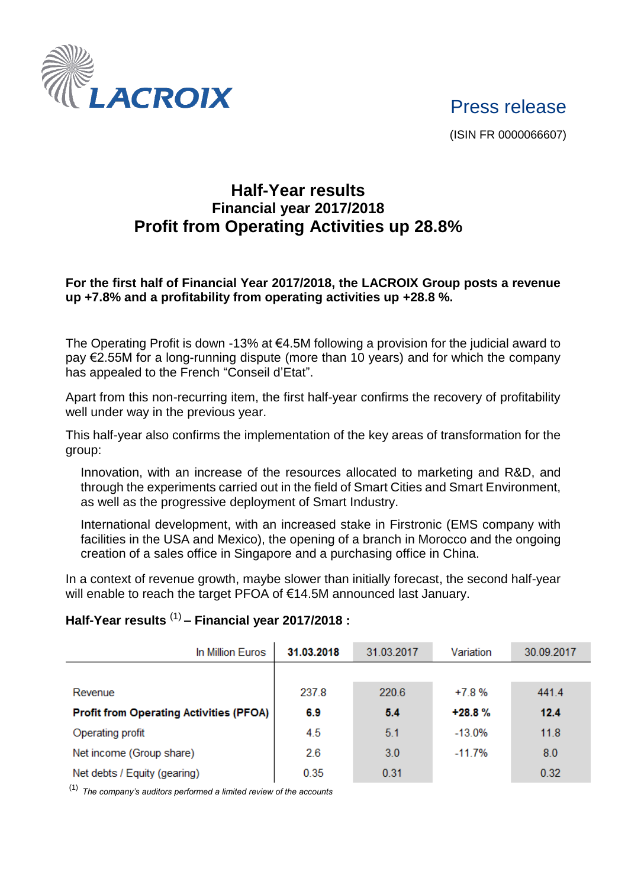LACROIX

Press release

(ISIN FR 0000066607)

# Half-Year results
## Financial year 2017/2018
## Profit from Operating Activities up 28.8%

**For the first half of Financial Year 2017/2018, the LACROIX Group posts a revenue up +7.8% and a profitability from operating activities up +28.8 %.**

The Operating Profit is down -13% at €4.5M following a provision for the judicial award to pay €2.55M for a long-running dispute (more than 10 years) and for which the company has appealed to the French "Conseil d'Etat".

Apart from this non-recurring item, the first half-year confirms the recovery of profitability well under way in the previous year.

This half-year also confirms the implementation of the key areas of transformation for the group:

Innovation, with an increase of the resources allocated to marketing and R&D, and through the experiments carried out in the field of Smart Cities and Smart Environment, as well as the progressive deployment of Smart Industry.

International development, with an increased stake in Firstronic (EMS company with facilities in the USA and Mexico), the opening of a branch in Morocco and the ongoing creation of a sales office in Singapore and a purchasing office in China.

In a context of revenue growth, maybe slower than initially forecast, the second half-year will enable to reach the target PFOA of €14.5M announced last January.

**Half-Year results [(1)] – Financial year 2017/2018 :**

| In Million Euros | **31.03.2018** | 31.03.2017 | Variation | 30.09.2017 |
|---|---|---|---|---|
| Revenue | 237.8 | 220.6 | +7.8 % | 441.4 |
| **Profit from Operating Activities (PFOA)** | **6.9** | **5.4** | **+28.8 %** | **12.4** |
| Operating profit | 4.5 | 5.1 | -13.0% | 11.8 |
| Net income (Group share) | 2.6 | 3.0 | -11.7% | 8.0 |
| Net debts / Equity (gearing) | 0.35 | 0.31 | | 0.32 |

[(1)] *The company's auditors performed a limited review of the accounts*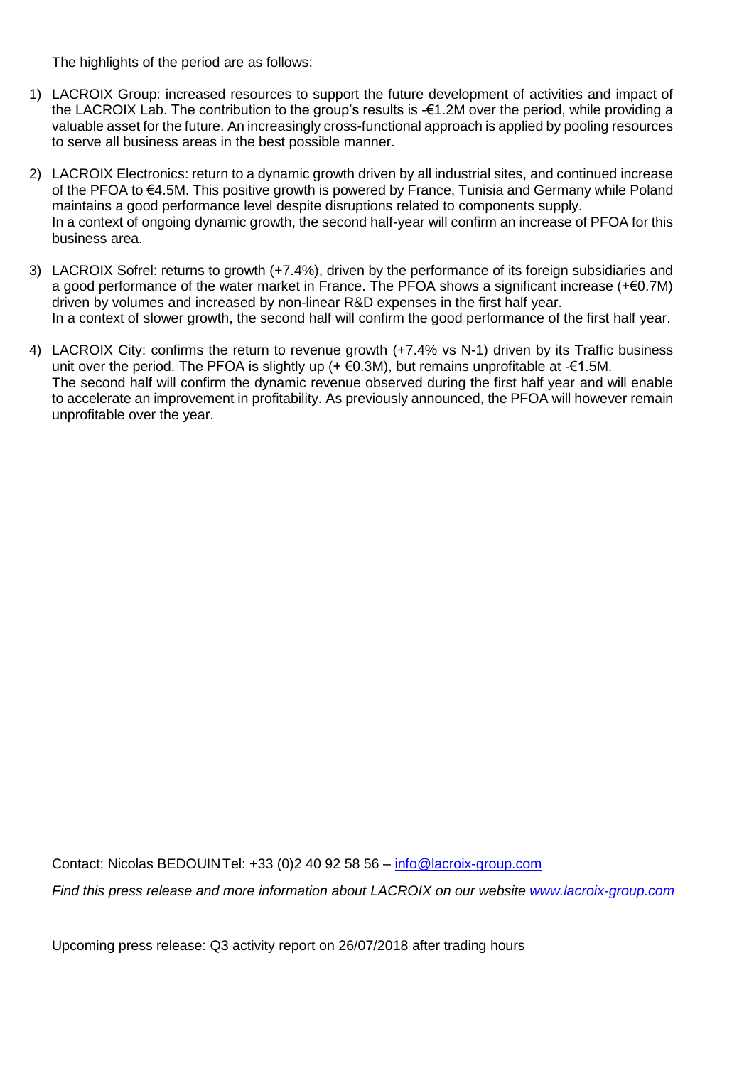The highlights of the period are as follows:

1) LACROIX Group: increased resources to support the future development of activities and impact of the LACROIX Lab. The contribution to the group's results is -€1.2M over the period, while providing a valuable asset for the future. An increasingly cross-functional approach is applied by pooling resources to serve all business areas in the best possible manner.

2) LACROIX Electronics: return to a dynamic growth driven by all industrial sites, and continued increase of the PFOA to €4.5M. This positive growth is powered by France, Tunisia and Germany while Poland maintains a good performance level despite disruptions related to components supply.
In a context of ongoing dynamic growth, the second half-year will confirm an increase of PFOA for this business area.

3) LACROIX Sofrel: returns to growth (+7.4%), driven by the performance of its foreign subsidiaries and a good performance of the water market in France. The PFOA shows a significant increase (+€0.7M) driven by volumes and increased by non-linear R&D expenses in the first half year.
In a context of slower growth, the second half will confirm the good performance of the first half year.

4) LACROIX City: confirms the return to revenue growth (+7.4% vs N-1) driven by its Traffic business unit over the period. The PFOA is slightly up (+ €0.3M), but remains unprofitable at -€1.5M.
The second half will confirm the dynamic revenue observed during the first half year and will enable to accelerate an improvement in profitability. As previously announced, the PFOA will however remain unprofitable over the year.

Contact: Nicolas BEDOUIN Tel: +33 (0)2 40 92 58 56 – [info@lacroix-group.com](mailto:info@lacroix-group.com)

*Find this press release and more information about LACROIX on our website [www.lacroix-group.com](http://www.lacroix-group.com)*

Upcoming press release: Q3 activity report on 26/07/2018 after trading hours